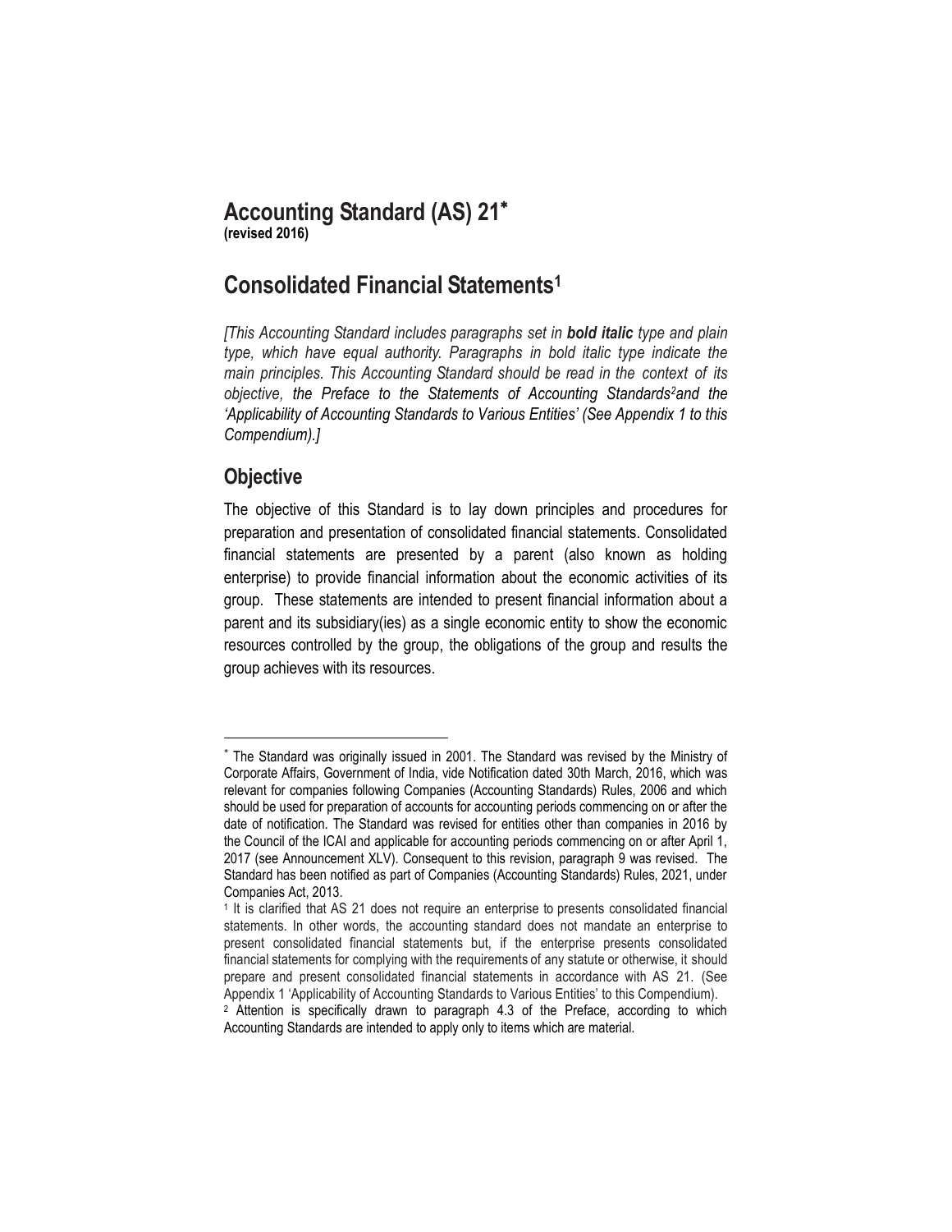# Accounting Standard (AS) 21*

**(revised 2016)**

## Consolidated Financial Statements[1]

*[This Accounting Standard includes paragraphs set in **bold italic** type and plain type, which have equal authority. Paragraphs in bold italic type indicate the main principles. This Accounting Standard should be read in the context of its objective, the Preface to the Statements of Accounting Standards[2] and the 'Applicability of Accounting Standards to Various Entities' (See Appendix 1 to this Compendium).]*

## Objective

The objective of this Standard is to lay down principles and procedures for preparation and presentation of consolidated financial statements. Consolidated financial statements are presented by a parent (also known as holding enterprise) to provide financial information about the economic activities of its group. These statements are intended to present financial information about a parent and its subsidiary(ies) as a single economic entity to show the economic resources controlled by the group, the obligations of the group and results the group achieves with its resources.

---

* The Standard was originally issued in 2001. The Standard was revised by the Ministry of Corporate Affairs, Government of India, vide Notification dated 30th March, 2016, which was relevant for companies following Companies (Accounting Standards) Rules, 2006 and which should be used for preparation of accounts for accounting periods commencing on or after the date of notification. The Standard was revised for entities other than companies in 2016 by the Council of the ICAI and applicable for accounting periods commencing on or after April 1, 2017 (see Announcement XLV). Consequent to this revision, paragraph 9 was revised. The Standard has been notified as part of Companies (Accounting Standards) Rules, 2021, under Companies Act, 2013.

[1] It is clarified that AS 21 does not require an enterprise to presents consolidated financial statements. In other words, the accounting standard does not mandate an enterprise to present consolidated financial statements but, if the enterprise presents consolidated financial statements for complying with the requirements of any statute or otherwise, it should prepare and present consolidated financial statements in accordance with AS 21. (See Appendix 1 'Applicability of Accounting Standards to Various Entities' to this Compendium).

[2] Attention is specifically drawn to paragraph 4.3 of the Preface, according to which Accounting Standards are intended to apply only to items which are material.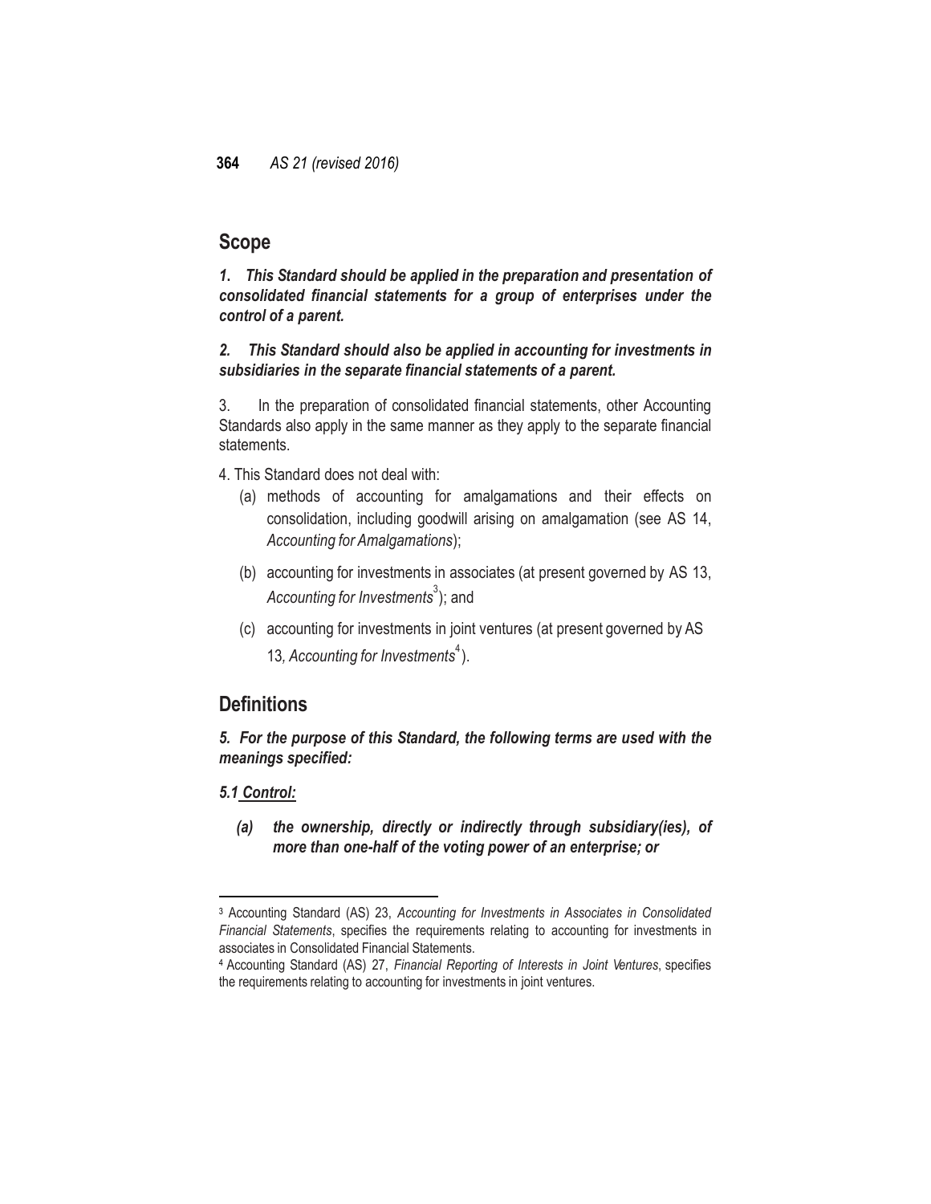## Scope

***1. This Standard should be applied in the preparation and presentation of consolidated financial statements for a group of enterprises under the control of a parent.***

***2. This Standard should also be applied in accounting for investments in subsidiaries in the separate financial statements of a parent.***

3. In the preparation of consolidated financial statements, other Accounting Standards also apply in the same manner as they apply to the separate financial statements.

4. This Standard does not deal with:

(a) methods of accounting for amalgamations and their effects on consolidation, including goodwill arising on amalgamation (see AS 14, *Accounting for Amalgamations*);

(b) accounting for investments in associates (at present governed by AS 13, *Accounting for Investments*[3]); and

(c) accounting for investments in joint ventures (at present governed by AS 13, *Accounting for Investments*[4]).

## Definitions

***5. For the purpose of this Standard, the following terms are used with the meanings specified:***

***5.1 <u>Control:</u>***

***(a) the ownership, directly or indirectly through subsidiary(ies), of more than one-half of the voting power of an enterprise; or***

---

[3] Accounting Standard (AS) 23, *Accounting for Investments in Associates in Consolidated Financial Statements*, specifies the requirements relating to accounting for investments in associates in Consolidated Financial Statements.

[4] Accounting Standard (AS) 27, *Financial Reporting of Interests in Joint Ventures*, specifies the requirements relating to accounting for investments in joint ventures.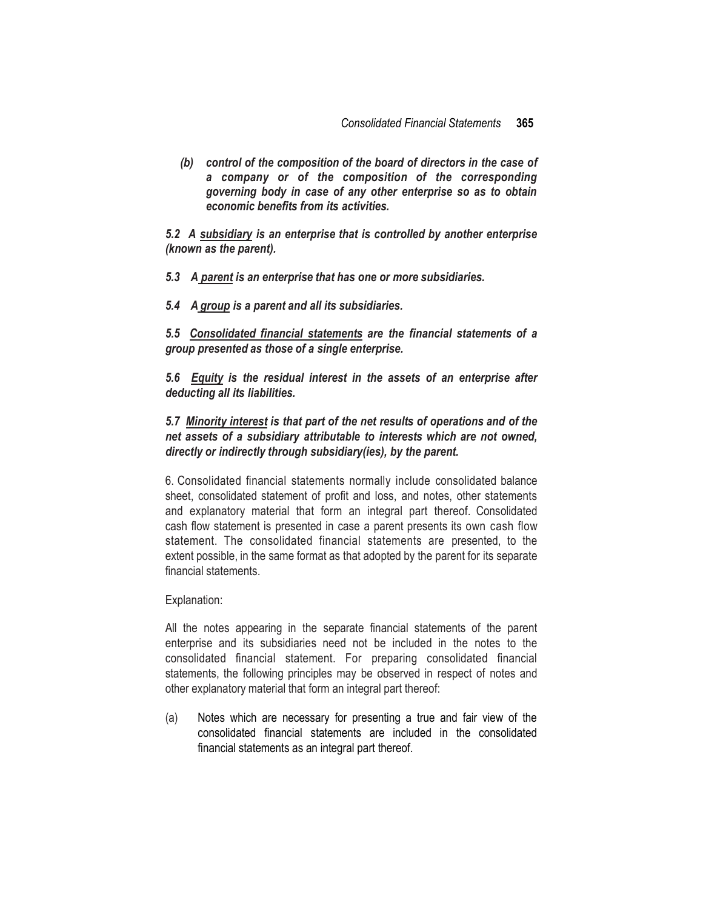***(b) control of the composition of the board of directors in the case of a company or of the composition of the corresponding governing body in case of any other enterprise so as to obtain economic benefits from its activities.***

***5.2 A <u>subsidiary</u> is an enterprise that is controlled by another enterprise (known as the parent).***

***5.3 A <u>parent</u> is an enterprise that has one or more subsidiaries.***

***5.4 A <u>group</u> is a parent and all its subsidiaries.***

***5.5 <u>Consolidated financial statements</u> are the financial statements of a group presented as those of a single enterprise.***

***5.6 <u>Equity</u> is the residual interest in the assets of an enterprise after deducting all its liabilities.***

***5.7 <u>Minority interest</u> is that part of the net results of operations and of the net assets of a subsidiary attributable to interests which are not owned, directly or indirectly through subsidiary(ies), by the parent.***

6. Consolidated financial statements normally include consolidated balance sheet, consolidated statement of profit and loss, and notes, other statements and explanatory material that form an integral part thereof. Consolidated cash flow statement is presented in case a parent presents its own cash flow statement. The consolidated financial statements are presented, to the extent possible, in the same format as that adopted by the parent for its separate financial statements.

Explanation:

All the notes appearing in the separate financial statements of the parent enterprise and its subsidiaries need not be included in the notes to the consolidated financial statement. For preparing consolidated financial statements, the following principles may be observed in respect of notes and other explanatory material that form an integral part thereof:

(a) Notes which are necessary for presenting a true and fair view of the consolidated financial statements are included in the consolidated financial statements as an integral part thereof.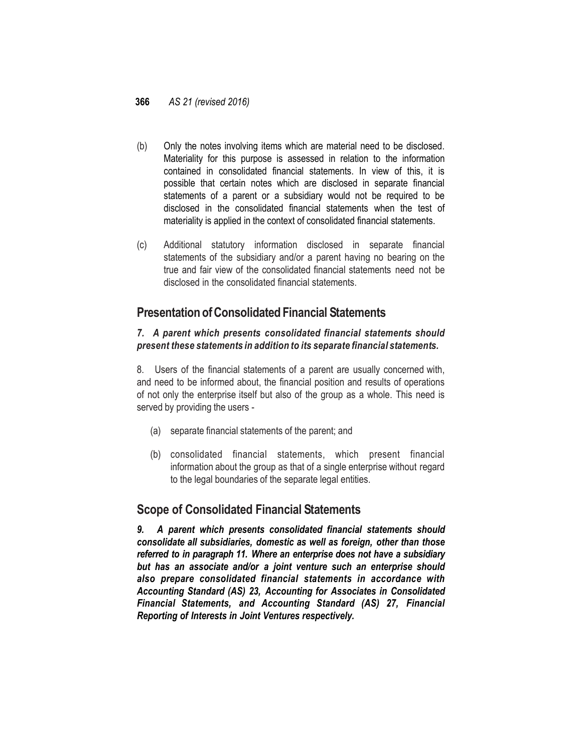(b) Only the notes involving items which are material need to be disclosed. Materiality for this purpose is assessed in relation to the information contained in consolidated financial statements. In view of this, it is possible that certain notes which are disclosed in separate financial statements of a parent or a subsidiary would not be required to be disclosed in the consolidated financial statements when the test of materiality is applied in the context of consolidated financial statements.

(c) Additional statutory information disclosed in separate financial statements of the subsidiary and/or a parent having no bearing on the true and fair view of the consolidated financial statements need not be disclosed in the consolidated financial statements.

## Presentation of Consolidated Financial Statements

***7. A parent which presents consolidated financial statements should present these statements in addition to its separate financial statements.***

8. Users of the financial statements of a parent are usually concerned with, and need to be informed about, the financial position and results of operations of not only the enterprise itself but also of the group as a whole. This need is served by providing the users -

(a) separate financial statements of the parent; and

(b) consolidated financial statements, which present financial information about the group as that of a single enterprise without regard to the legal boundaries of the separate legal entities.

## Scope of Consolidated Financial Statements

***9. A parent which presents consolidated financial statements should consolidate all subsidiaries, domestic as well as foreign, other than those referred to in paragraph 11. Where an enterprise does not have a subsidiary but has an associate and/or a joint venture such an enterprise should also prepare consolidated financial statements in accordance with Accounting Standard (AS) 23, Accounting for Associates in Consolidated Financial Statements, and Accounting Standard (AS) 27, Financial Reporting of Interests in Joint Ventures respectively.***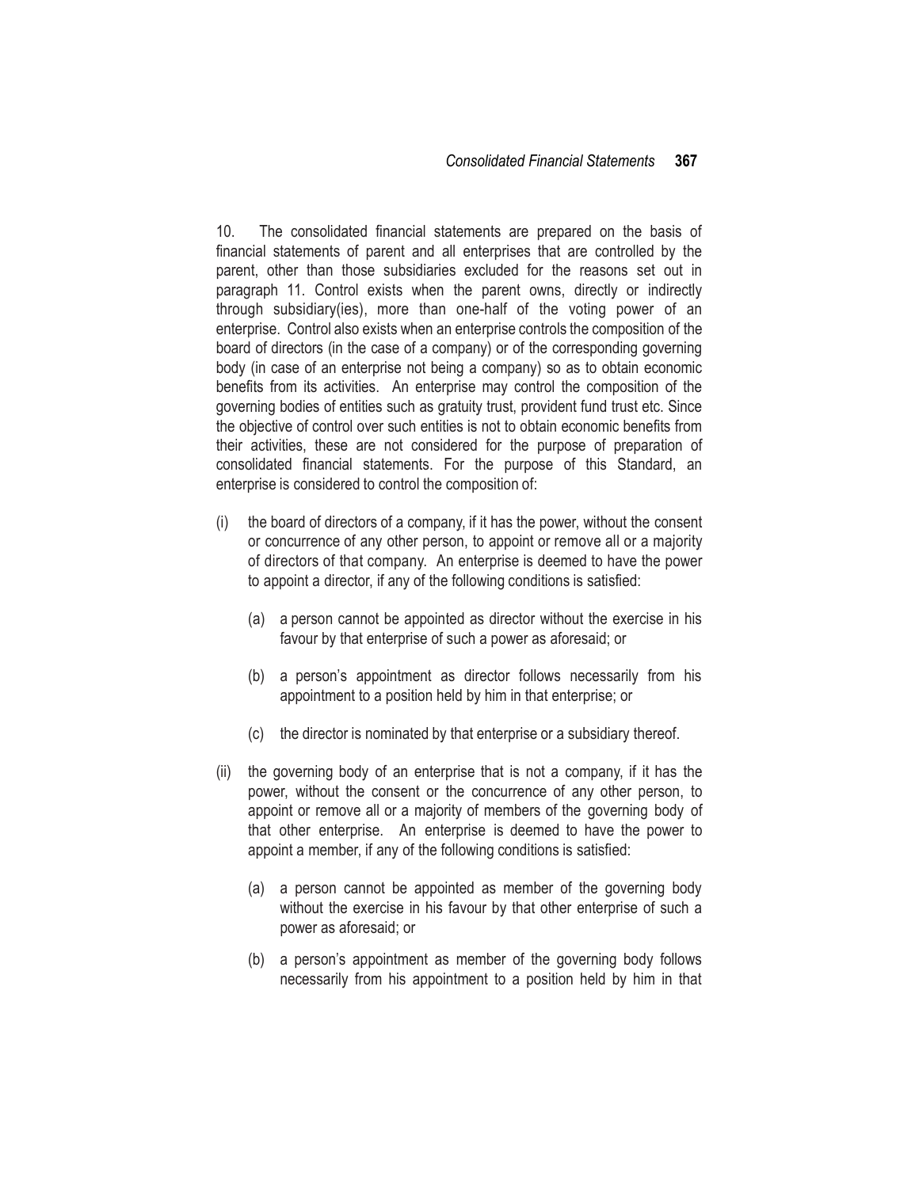10. The consolidated financial statements are prepared on the basis of financial statements of parent and all enterprises that are controlled by the parent, other than those subsidiaries excluded for the reasons set out in paragraph 11. Control exists when the parent owns, directly or indirectly through subsidiary(ies), more than one-half of the voting power of an enterprise. Control also exists when an enterprise controls the composition of the board of directors (in the case of a company) or of the corresponding governing body (in case of an enterprise not being a company) so as to obtain economic benefits from its activities. An enterprise may control the composition of the governing bodies of entities such as gratuity trust, provident fund trust etc. Since the objective of control over such entities is not to obtain economic benefits from their activities, these are not considered for the purpose of preparation of consolidated financial statements. For the purpose of this Standard, an enterprise is considered to control the composition of:

(i) the board of directors of a company, if it has the power, without the consent or concurrence of any other person, to appoint or remove all or a majority of directors of that company. An enterprise is deemed to have the power to appoint a director, if any of the following conditions is satisfied:

   (a) a person cannot be appointed as director without the exercise in his favour by that enterprise of such a power as aforesaid; or

   (b) a person's appointment as director follows necessarily from his appointment to a position held by him in that enterprise; or

   (c) the director is nominated by that enterprise or a subsidiary thereof.

(ii) the governing body of an enterprise that is not a company, if it has the power, without the consent or the concurrence of any other person, to appoint or remove all or a majority of members of the governing body of that other enterprise. An enterprise is deemed to have the power to appoint a member, if any of the following conditions is satisfied:

   (a) a person cannot be appointed as member of the governing body without the exercise in his favour by that other enterprise of such a power as aforesaid; or

   (b) a person's appointment as member of the governing body follows necessarily from his appointment to a position held by him in that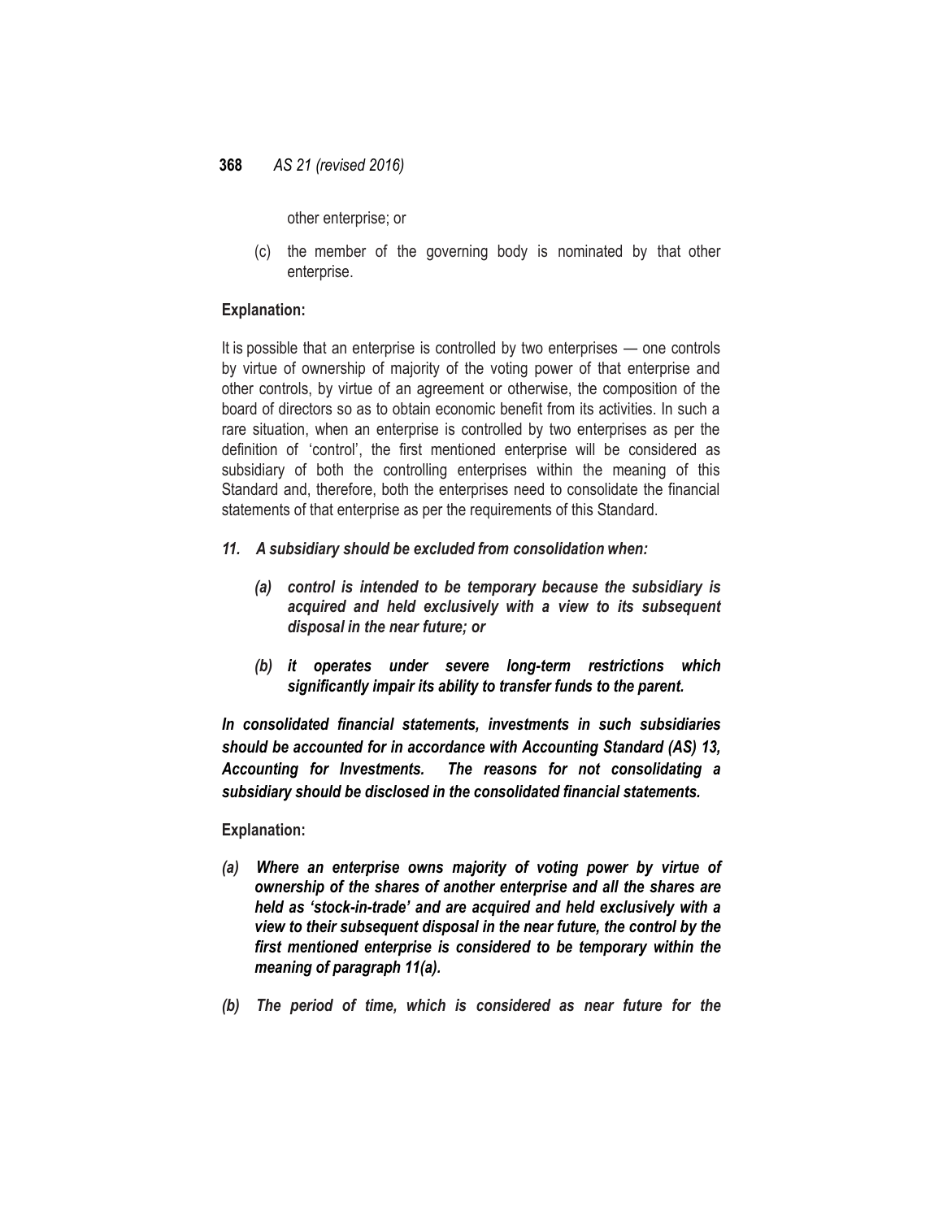other enterprise; or

(c) the member of the governing body is nominated by that other enterprise.

**Explanation:**

It is possible that an enterprise is controlled by two enterprises — one controls by virtue of ownership of majority of the voting power of that enterprise and other controls, by virtue of an agreement or otherwise, the composition of the board of directors so as to obtain economic benefit from its activities. In such a rare situation, when an enterprise is controlled by two enterprises as per the definition of 'control', the first mentioned enterprise will be considered as subsidiary of both the controlling enterprises within the meaning of this Standard and, therefore, both the enterprises need to consolidate the financial statements of that enterprise as per the requirements of this Standard.

***11. A subsidiary should be excluded from consolidation when:***

***(a) control is intended to be temporary because the subsidiary is acquired and held exclusively with a view to its subsequent disposal in the near future; or***

***(b) it operates under severe long-term restrictions which significantly impair its ability to transfer funds to the parent.***

***In consolidated financial statements, investments in such subsidiaries should be accounted for in accordance with Accounting Standard (AS) 13, Accounting for Investments. The reasons for not consolidating a subsidiary should be disclosed in the consolidated financial statements.***

**Explanation:**

***(a) Where an enterprise owns majority of voting power by virtue of ownership of the shares of another enterprise and all the shares are held as 'stock-in-trade' and are acquired and held exclusively with a view to their subsequent disposal in the near future, the control by the first mentioned enterprise is considered to be temporary within the meaning of paragraph 11(a).***

***(b) The period of time, which is considered as near future for the***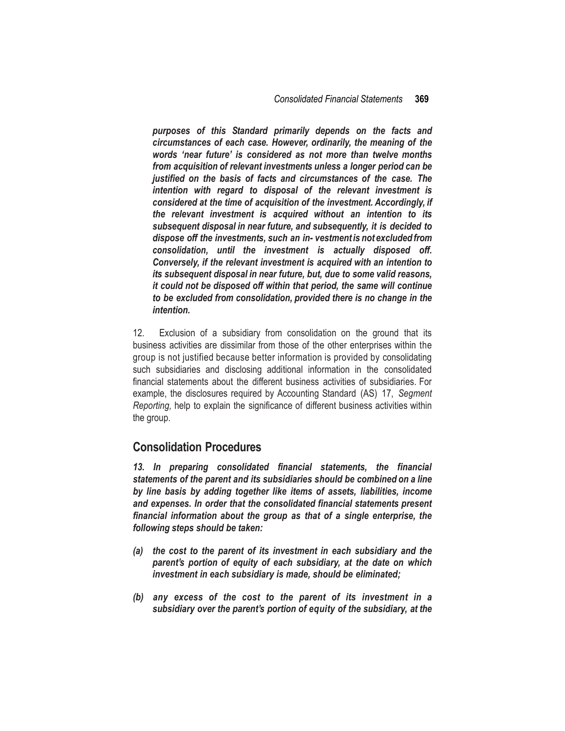***purposes of this Standard primarily depends on the facts and circumstances of each case. However, ordinarily, the meaning of the words 'near future' is considered as not more than twelve months from acquisition of relevant investments unless a longer period can be justified on the basis of facts and circumstances of the case. The intention with regard to disposal of the relevant investment is considered at the time of acquisition of the investment. Accordingly, if the relevant investment is acquired without an intention to its subsequent disposal in near future, and subsequently, it is decided to dispose off the investments, such an in- vestment is not excluded from consolidation, until the investment is actually disposed off. Conversely, if the relevant investment is acquired with an intention to its subsequent disposal in near future, but, due to some valid reasons, it could not be disposed off within that period, the same will continue to be excluded from consolidation, provided there is no change in the intention.***

12. Exclusion of a subsidiary from consolidation on the ground that its business activities are dissimilar from those of the other enterprises within the group is not justified because better information is provided by consolidating such subsidiaries and disclosing additional information in the consolidated financial statements about the different business activities of subsidiaries. For example, the disclosures required by Accounting Standard (AS) 17, *Segment Reporting,* help to explain the significance of different business activities within the group.

## Consolidation Procedures

***13. In preparing consolidated financial statements, the financial statements of the parent and its subsidiaries should be combined on a line by line basis by adding together like items of assets, liabilities, income and expenses. In order that the consolidated financial statements present financial information about the group as that of a single enterprise, the following steps should be taken:***

***(a) the cost to the parent of its investment in each subsidiary and the parent's portion of equity of each subsidiary, at the date on which investment in each subsidiary is made, should be eliminated;***

***(b) any excess of the cost to the parent of its investment in a subsidiary over the parent's portion of equity of the subsidiary, at the***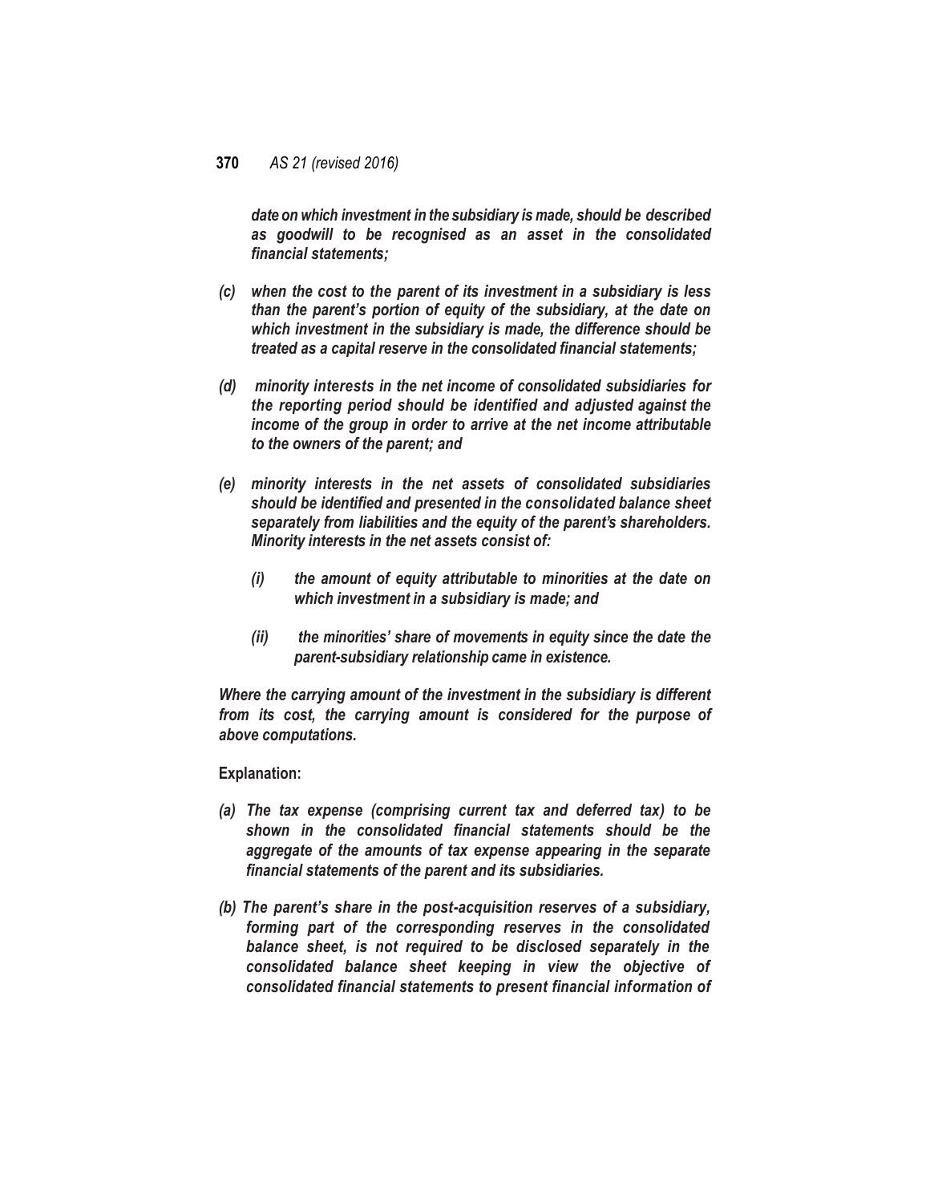*date on which investment in the subsidiary is made, should be described as goodwill to be recognised as an asset in the consolidated financial statements;*

*(c) when the cost to the parent of its investment in a subsidiary is less than the parent's portion of equity of the subsidiary, at the date on which investment in the subsidiary is made, the difference should be treated as a capital reserve in the consolidated financial statements;*

*(d) minority interests in the net income of consolidated subsidiaries for the reporting period should be identified and adjusted against the income of the group in order to arrive at the net income attributable to the owners of the parent; and*

*(e) minority interests in the net assets of consolidated subsidiaries should be identified and presented in the consolidated balance sheet separately from liabilities and the equity of the parent's shareholders. Minority interests in the net assets consist of:*

*(i) the amount of equity attributable to minorities at the date on which investment in a subsidiary is made; and*

*(ii) the minorities' share of movements in equity since the date the parent-subsidiary relationship came in existence.*

*Where the carrying amount of the investment in the subsidiary is different from its cost, the carrying amount is considered for the purpose of above computations.*

**Explanation:**

*(a) The tax expense (comprising current tax and deferred tax) to be shown in the consolidated financial statements should be the aggregate of the amounts of tax expense appearing in the separate financial statements of the parent and its subsidiaries.*

*(b) The parent's share in the post-acquisition reserves of a subsidiary, forming part of the corresponding reserves in the consolidated balance sheet, is not required to be disclosed separately in the consolidated balance sheet keeping in view the objective of consolidated financial statements to present financial information of*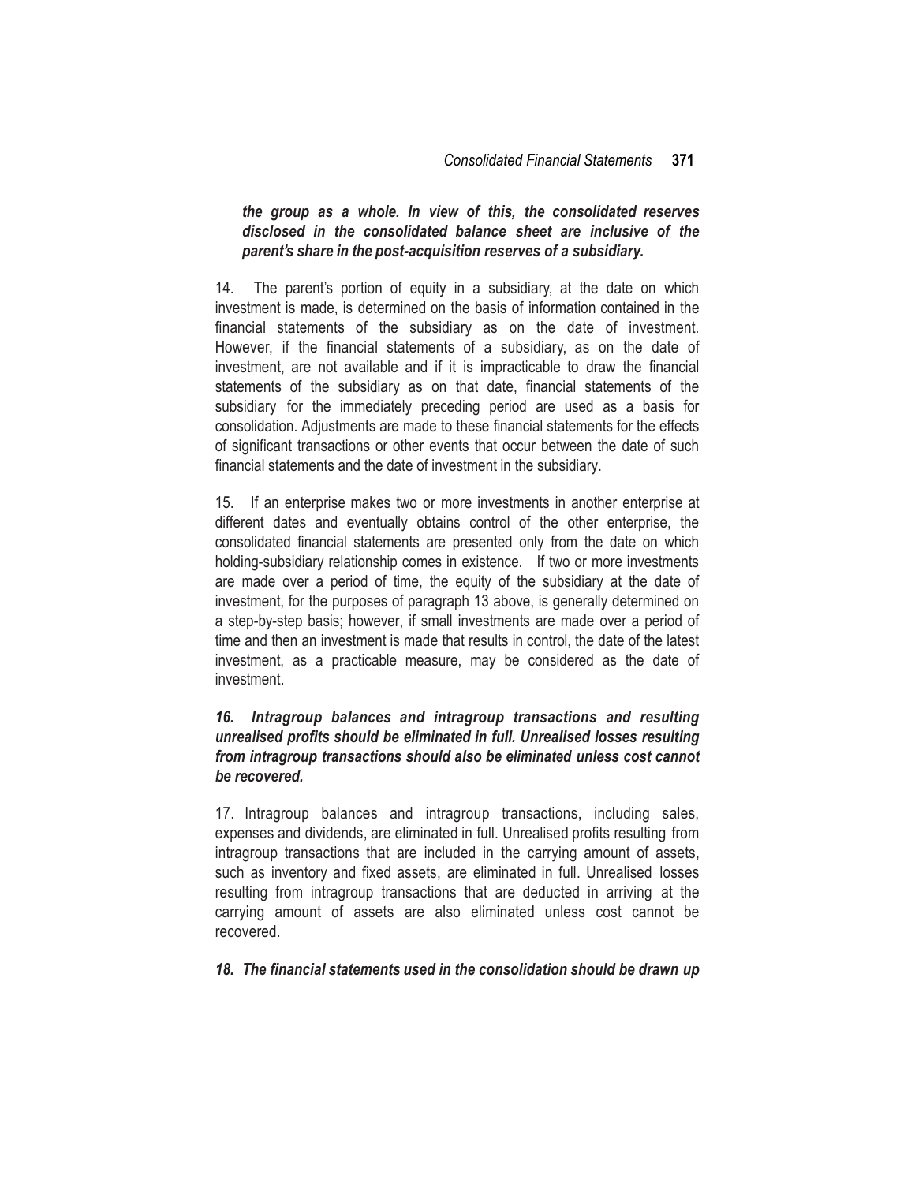***the group as a whole. In view of this, the consolidated reserves disclosed in the consolidated balance sheet are inclusive of the parent's share in the post-acquisition reserves of a subsidiary.***

14. The parent's portion of equity in a subsidiary, at the date on which investment is made, is determined on the basis of information contained in the financial statements of the subsidiary as on the date of investment. However, if the financial statements of a subsidiary, as on the date of investment, are not available and if it is impracticable to draw the financial statements of the subsidiary as on that date, financial statements of the subsidiary for the immediately preceding period are used as a basis for consolidation. Adjustments are made to these financial statements for the effects of significant transactions or other events that occur between the date of such financial statements and the date of investment in the subsidiary.

15. If an enterprise makes two or more investments in another enterprise at different dates and eventually obtains control of the other enterprise, the consolidated financial statements are presented only from the date on which holding-subsidiary relationship comes in existence. If two or more investments are made over a period of time, the equity of the subsidiary at the date of investment, for the purposes of paragraph 13 above, is generally determined on a step-by-step basis; however, if small investments are made over a period of time and then an investment is made that results in control, the date of the latest investment, as a practicable measure, may be considered as the date of investment.

***16. Intragroup balances and intragroup transactions and resulting unrealised profits should be eliminated in full. Unrealised losses resulting from intragroup transactions should also be eliminated unless cost cannot be recovered.***

17. Intragroup balances and intragroup transactions, including sales, expenses and dividends, are eliminated in full. Unrealised profits resulting from intragroup transactions that are included in the carrying amount of assets, such as inventory and fixed assets, are eliminated in full. Unrealised losses resulting from intragroup transactions that are deducted in arriving at the carrying amount of assets are also eliminated unless cost cannot be recovered.

***18. The financial statements used in the consolidation should be drawn up***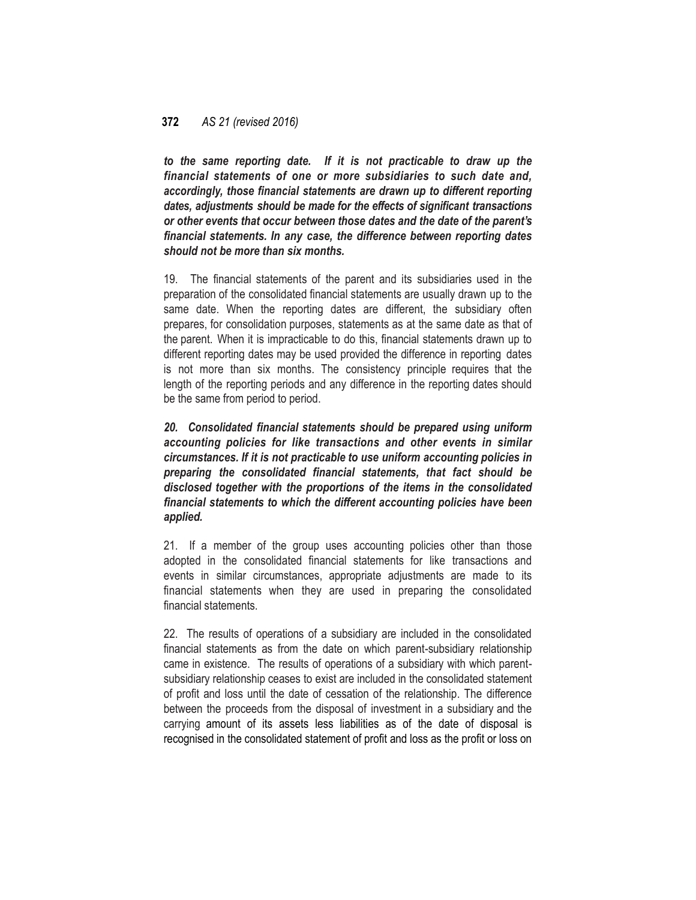***to the same reporting date. If it is not practicable to draw up the financial statements of one or more subsidiaries to such date and, accordingly, those financial statements are drawn up to different reporting dates, adjustments should be made for the effects of significant transactions or other events that occur between those dates and the date of the parent's financial statements. In any case, the difference between reporting dates should not be more than six months.***

19. The financial statements of the parent and its subsidiaries used in the preparation of the consolidated financial statements are usually drawn up to the same date. When the reporting dates are different, the subsidiary often prepares, for consolidation purposes, statements as at the same date as that of the parent. When it is impracticable to do this, financial statements drawn up to different reporting dates may be used provided the difference in reporting dates is not more than six months. The consistency principle requires that the length of the reporting periods and any difference in the reporting dates should be the same from period to period.

***20. Consolidated financial statements should be prepared using uniform accounting policies for like transactions and other events in similar circumstances. If it is not practicable to use uniform accounting policies in preparing the consolidated financial statements, that fact should be disclosed together with the proportions of the items in the consolidated financial statements to which the different accounting policies have been applied.***

21. If a member of the group uses accounting policies other than those adopted in the consolidated financial statements for like transactions and events in similar circumstances, appropriate adjustments are made to its financial statements when they are used in preparing the consolidated financial statements.

22. The results of operations of a subsidiary are included in the consolidated financial statements as from the date on which parent-subsidiary relationship came in existence. The results of operations of a subsidiary with which parent-subsidiary relationship ceases to exist are included in the consolidated statement of profit and loss until the date of cessation of the relationship. The difference between the proceeds from the disposal of investment in a subsidiary and the carrying amount of its assets less liabilities as of the date of disposal is recognised in the consolidated statement of profit and loss as the profit or loss on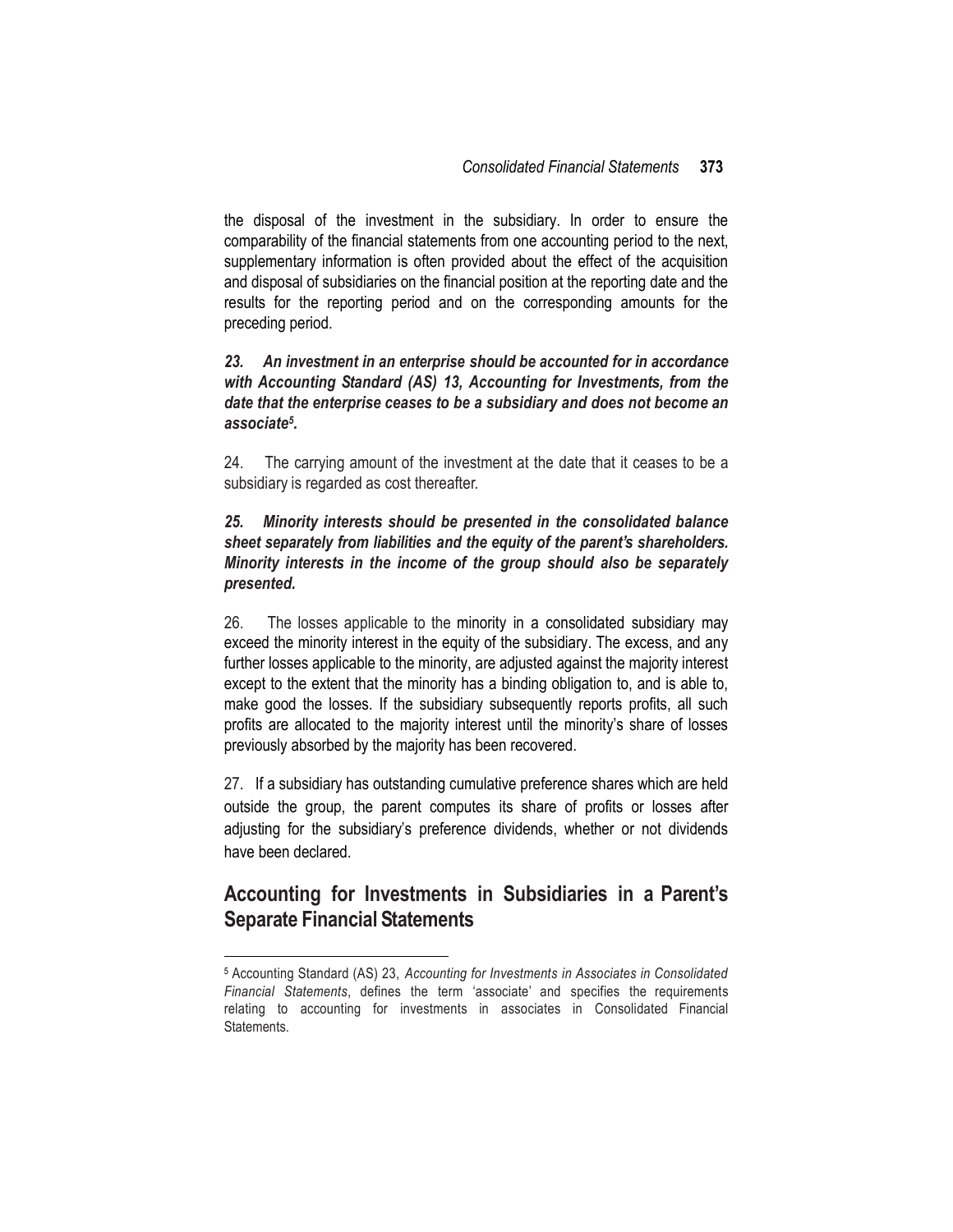the disposal of the investment in the subsidiary. In order to ensure the comparability of the financial statements from one accounting period to the next, supplementary information is often provided about the effect of the acquisition and disposal of subsidiaries on the financial position at the reporting date and the results for the reporting period and on the corresponding amounts for the preceding period.

***23. An investment in an enterprise should be accounted for in accordance with Accounting Standard (AS) 13, Accounting for Investments, from the date that the enterprise ceases to be a subsidiary and does not become an associate[5].***

24. The carrying amount of the investment at the date that it ceases to be a subsidiary is regarded as cost thereafter.

***25. Minority interests should be presented in the consolidated balance sheet separately from liabilities and the equity of the parent's shareholders. Minority interests in the income of the group should also be separately presented.***

26. The losses applicable to the minority in a consolidated subsidiary may exceed the minority interest in the equity of the subsidiary. The excess, and any further losses applicable to the minority, are adjusted against the majority interest except to the extent that the minority has a binding obligation to, and is able to, make good the losses. If the subsidiary subsequently reports profits, all such profits are allocated to the majority interest until the minority's share of losses previously absorbed by the majority has been recovered.

27. If a subsidiary has outstanding cumulative preference shares which are held outside the group, the parent computes its share of profits or losses after adjusting for the subsidiary's preference dividends, whether or not dividends have been declared.

## Accounting for Investments in Subsidiaries in a Parent's Separate Financial Statements

[5] Accounting Standard (AS) 23, *Accounting for Investments in Associates in Consolidated Financial Statements*, defines the term 'associate' and specifies the requirements relating to accounting for investments in associates in Consolidated Financial Statements.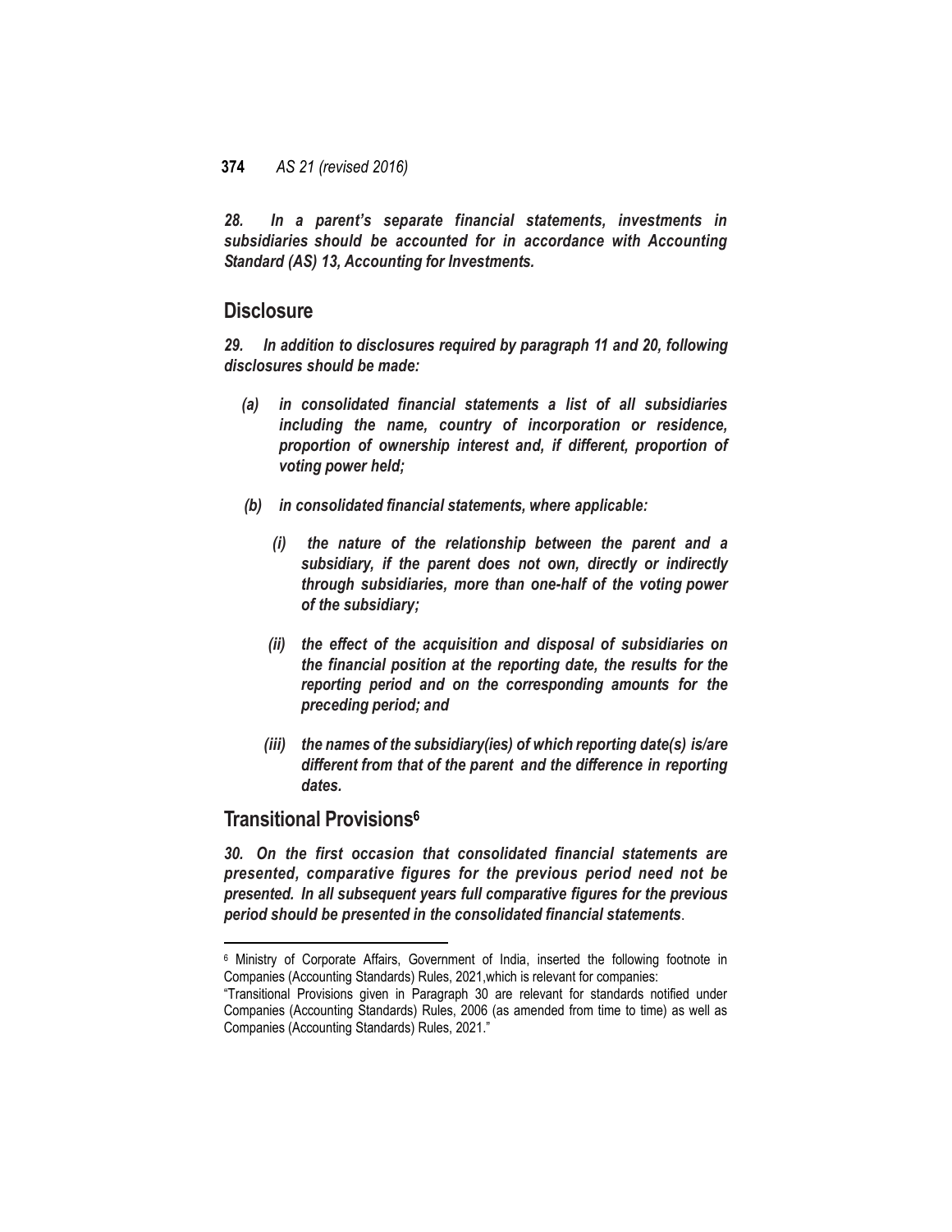***28. In a parent's separate financial statements, investments in subsidiaries should be accounted for in accordance with Accounting Standard (AS) 13, Accounting for Investments.***

## Disclosure

***29. In addition to disclosures required by paragraph 11 and 20, following disclosures should be made:***

***(a) in consolidated financial statements a list of all subsidiaries including the name, country of incorporation or residence, proportion of ownership interest and, if different, proportion of voting power held;***

***(b) in consolidated financial statements, where applicable:***

***(i) the nature of the relationship between the parent and a subsidiary, if the parent does not own, directly or indirectly through subsidiaries, more than one-half of the voting power of the subsidiary;***

***(ii) the effect of the acquisition and disposal of subsidiaries on the financial position at the reporting date, the results for the reporting period and on the corresponding amounts for the preceding period; and***

***(iii) the names of the subsidiary(ies) of which reporting date(s) is/are different from that of the parent and the difference in reporting dates.***

## Transitional Provisions[6]

***30. On the first occasion that consolidated financial statements are presented, comparative figures for the previous period need not be presented. In all subsequent years full comparative figures for the previous period should be presented in the consolidated financial statements***.

---

[6] Ministry of Corporate Affairs, Government of India, inserted the following footnote in Companies (Accounting Standards) Rules, 2021,which is relevant for companies:

"Transitional Provisions given in Paragraph 30 are relevant for standards notified under Companies (Accounting Standards) Rules, 2006 (as amended from time to time) as well as Companies (Accounting Standards) Rules, 2021."